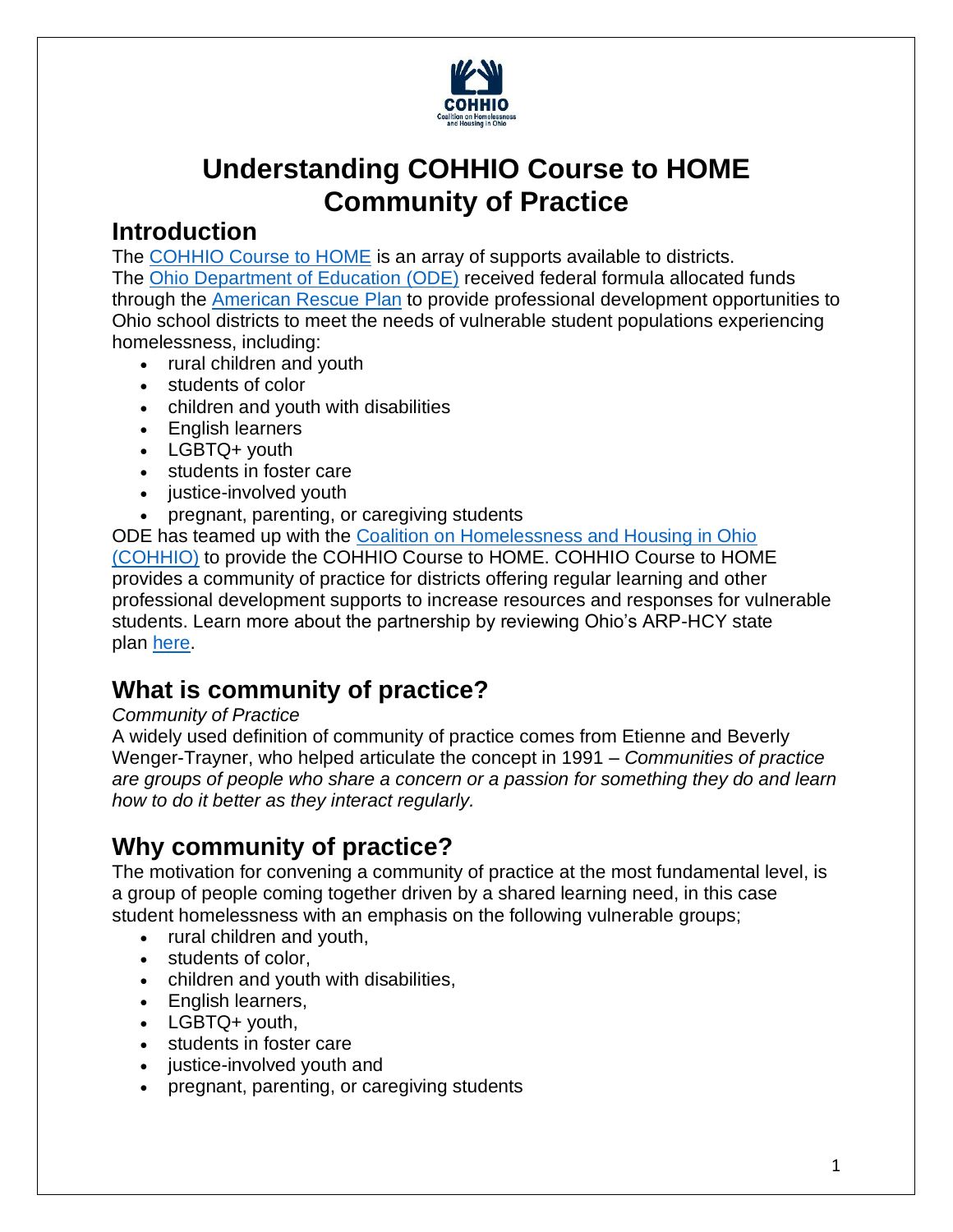# Understanding COHHIO Course to HOME Community of Practice

## Introduction

The COHHIO Course to HOME is an array of supports available to districts. The Ohio Department of Education (ODE) received federal formula allocated funds through the American Rescue Plan to provide professional development opportunities to Ohio school districts to meet the needs of vulnerable student populations experiencing homelessness, including:

- rural children and youth
- students of color
- children and youth with disabilities
- English learners
- LGBTQ+ youth
- students in foster care
- justice-involved youth
- pregnant, parenting, or caregiving students

ODE has teamed up with the Coalition on Homelessness and Housing in Ohio (COHHIO) to provide the COHHIO Course to HOME. COHHIO Course to HOME provides a community of practice for districts offering regular learning and other professional development supports to increase resources and responses for vulnerable students. Learn more about the partnership by reviewing Ohio's ARP-HCY state plan here.

## What is community of practice?

*Community of Practice*

A widely used definition of community of practice comes from Etienne and Beverly Wenger-Trayner, who helped articulate the concept in 1991 – *Communities of practice are groups of people who share a concern or a passion for something they do and learn how to do it better as they interact regularly.*

## Why community of practice?

The motivation for convening a community of practice at the most fundamental level, is a group of people coming together driven by a shared learning need, in this case student homelessness with an emphasis on the following vulnerable groups;

- rural children and youth,
- students of color,
- children and youth with disabilities,
- English learners,
- LGBTQ+ youth,
- students in foster care
- justice-involved youth and
- pregnant, parenting, or caregiving students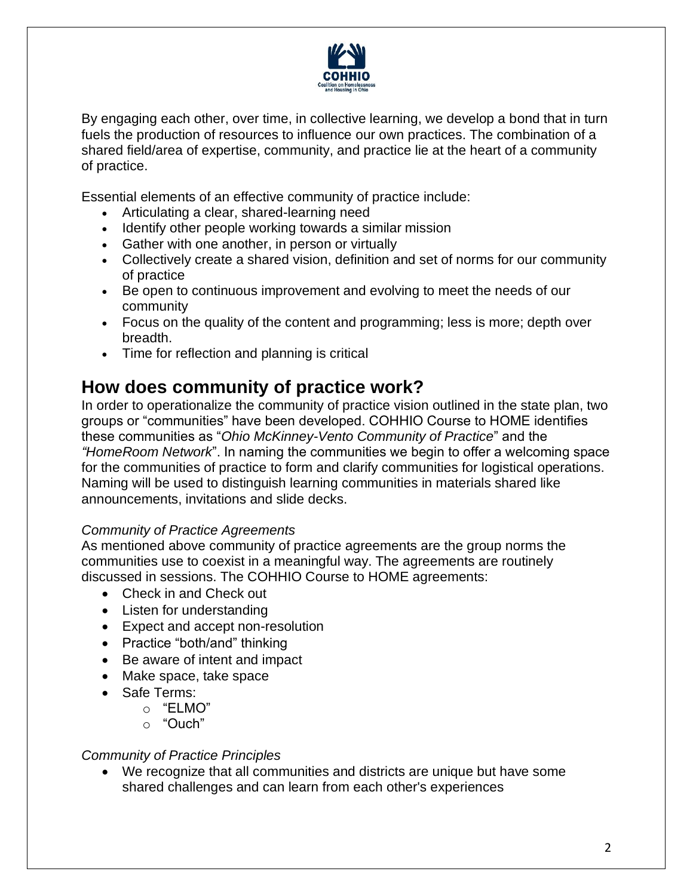By engaging each other, over time, in collective learning, we develop a bond that in turn fuels the production of resources to influence our own practices. The combination of a shared field/area of expertise, community, and practice lie at the heart of a community of practice.

Essential elements of an effective community of practice include:

- Articulating a clear, shared-learning need
- Identify other people working towards a similar mission
- Gather with one another, in person or virtually
- Collectively create a shared vision, definition and set of norms for our community of practice
- Be open to continuous improvement and evolving to meet the needs of our community
- Focus on the quality of the content and programming; less is more; depth over breadth.
- Time for reflection and planning is critical

## How does community of practice work?

In order to operationalize the community of practice vision outlined in the state plan, two groups or "communities" have been developed. COHHIO Course to HOME identifies these communities as "*Ohio McKinney-Vento Community of Practice*" and the *"HomeRoom Network*". In naming the communities we begin to offer a welcoming space for the communities of practice to form and clarify communities for logistical operations. Naming will be used to distinguish learning communities in materials shared like announcements, invitations and slide decks.

*Community of Practice Agreements*

As mentioned above community of practice agreements are the group norms the communities use to coexist in a meaningful way. The agreements are routinely discussed in sessions. The COHHIO Course to HOME agreements:

- Check in and Check out
- Listen for understanding
- Expect and accept non-resolution
- Practice "both/and" thinking
- Be aware of intent and impact
- Make space, take space
- Safe Terms:
  - "ELMO"
  - "Ouch"

*Community of Practice Principles*

- We recognize that all communities and districts are unique but have some shared challenges and can learn from each other's experiences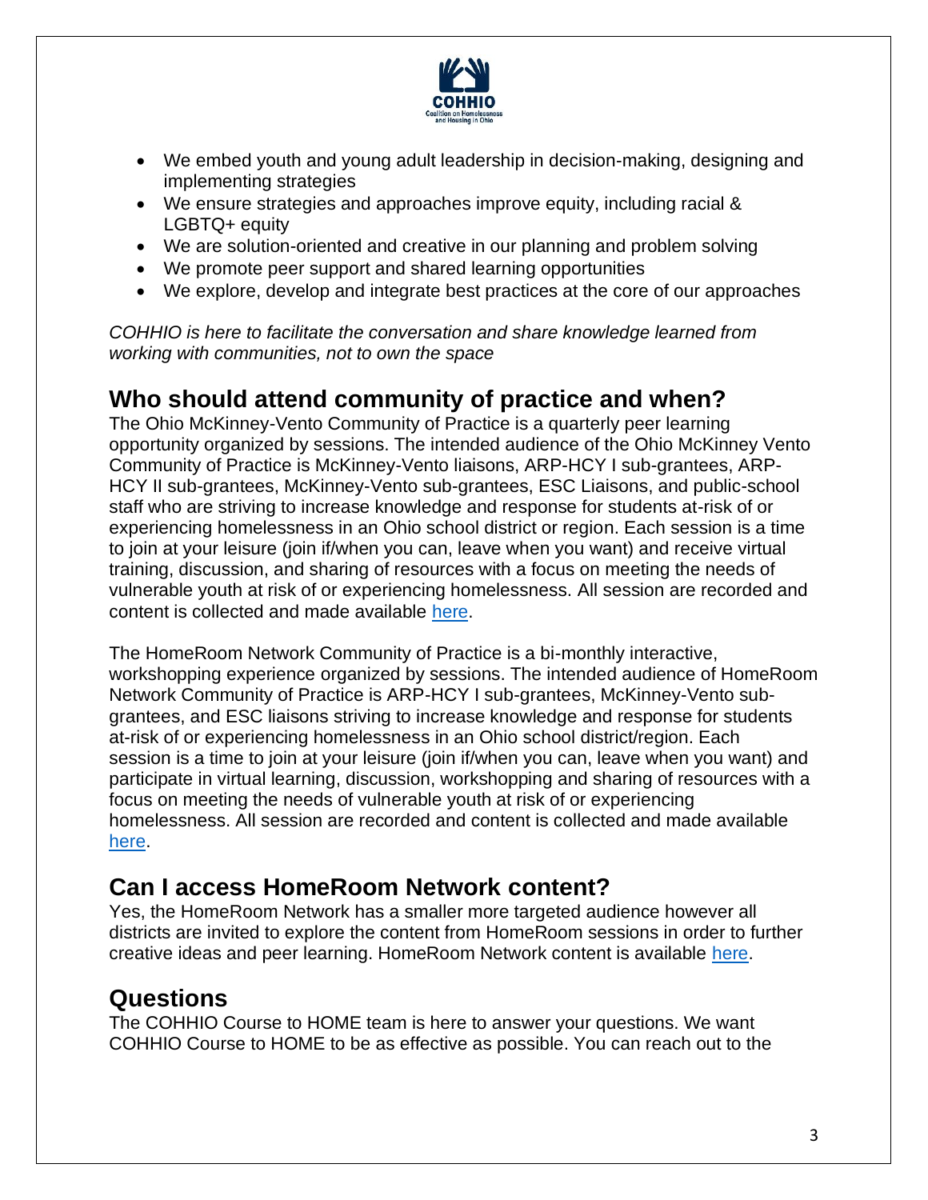- We embed youth and young adult leadership in decision-making, designing and implementing strategies
- We ensure strategies and approaches improve equity, including racial & LGBTQ+ equity
- We are solution-oriented and creative in our planning and problem solving
- We promote peer support and shared learning opportunities
- We explore, develop and integrate best practices at the core of our approaches

*COHHIO is here to facilitate the conversation and share knowledge learned from working with communities, not to own the space*

## Who should attend community of practice and when?

The Ohio McKinney-Vento Community of Practice is a quarterly peer learning opportunity organized by sessions. The intended audience of the Ohio McKinney Vento Community of Practice is McKinney-Vento liaisons, ARP-HCY I sub-grantees, ARP-HCY II sub-grantees, McKinney-Vento sub-grantees, ESC Liaisons, and public-school staff who are striving to increase knowledge and response for students at-risk of or experiencing homelessness in an Ohio school district or region. Each session is a time to join at your leisure (join if/when you can, leave when you want) and receive virtual training, discussion, and sharing of resources with a focus on meeting the needs of vulnerable youth at risk of or experiencing homelessness. All session are recorded and content is collected and made available here.

The HomeRoom Network Community of Practice is a bi-monthly interactive, workshopping experience organized by sessions. The intended audience of HomeRoom Network Community of Practice is ARP-HCY I sub-grantees, McKinney-Vento sub-grantees, and ESC liaisons striving to increase knowledge and response for students at-risk of or experiencing homelessness in an Ohio school district/region. Each session is a time to join at your leisure (join if/when you can, leave when you want) and participate in virtual learning, discussion, workshopping and sharing of resources with a focus on meeting the needs of vulnerable youth at risk of or experiencing homelessness. All session are recorded and content is collected and made available here.

## Can I access HomeRoom Network content?

Yes, the HomeRoom Network has a smaller more targeted audience however all districts are invited to explore the content from HomeRoom sessions in order to further creative ideas and peer learning. HomeRoom Network content is available here.

## Questions

The COHHIO Course to HOME team is here to answer your questions. We want COHHIO Course to HOME to be as effective as possible. You can reach out to the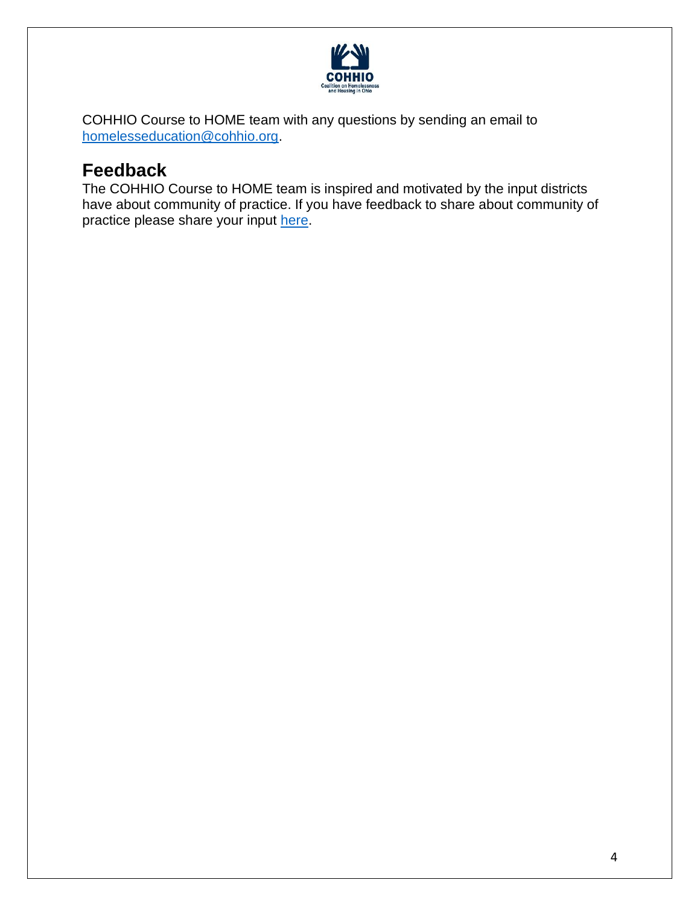COHHIO Course to HOME team with any questions by sending an email to [homelesseducation@cohhio.org](mailto:homelesseducation@cohhio.org).

## Feedback

The COHHIO Course to HOME team is inspired and motivated by the input districts have about community of practice. If you have feedback to share about community of practice please share your input here.